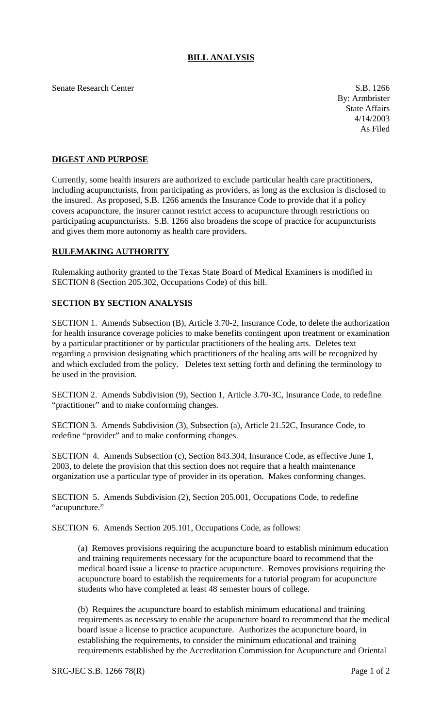# BILL ANALYSIS

Senate Research Center

S.B. 1266
By: Armbrister
State Affairs
4/14/2003
As Filed

## DIGEST AND PURPOSE

Currently, some health insurers are authorized to exclude particular health care practitioners, including acupuncturists, from participating as providers, as long as the exclusion is disclosed to the insured. As proposed, S.B. 1266 amends the Insurance Code to provide that if a policy covers acupuncture, the insurer cannot restrict access to acupuncture through restrictions on participating acupuncturists. S.B. 1266 also broadens the scope of practice for acupuncturists and gives them more autonomy as health care providers.

## RULEMAKING AUTHORITY

Rulemaking authority granted to the Texas State Board of Medical Examiners is modified in SECTION 8 (Section 205.302, Occupations Code) of this bill.

## SECTION BY SECTION ANALYSIS

SECTION 1. Amends Subsection (B), Article 3.70-2, Insurance Code, to delete the authorization for health insurance coverage policies to make benefits contingent upon treatment or examination by a particular practitioner or by particular practitioners of the healing arts. Deletes text regarding a provision designating which practitioners of the healing arts will be recognized by and which excluded from the policy. Deletes text setting forth and defining the terminology to be used in the provision.

SECTION 2. Amends Subdivision (9), Section 1, Article 3.70-3C, Insurance Code, to redefine "practitioner" and to make conforming changes.

SECTION 3. Amends Subdivision (3), Subsection (a), Article 21.52C, Insurance Code, to redefine "provider" and to make conforming changes.

SECTION 4. Amends Subsection (c), Section 843.304, Insurance Code, as effective June 1, 2003, to delete the provision that this section does not require that a health maintenance organization use a particular type of provider in its operation. Makes conforming changes.

SECTION 5. Amends Subdivision (2), Section 205.001, Occupations Code, to redefine "acupuncture."

SECTION 6. Amends Section 205.101, Occupations Code, as follows:

(a) Removes provisions requiring the acupuncture board to establish minimum education and training requirements necessary for the acupuncture board to recommend that the medical board issue a license to practice acupuncture. Removes provisions requiring the acupuncture board to establish the requirements for a tutorial program for acupuncture students who have completed at least 48 semester hours of college.

(b) Requires the acupuncture board to establish minimum educational and training requirements as necessary to enable the acupuncture board to recommend that the medical board issue a license to practice acupuncture. Authorizes the acupuncture board, in establishing the requirements, to consider the minimum educational and training requirements established by the Accreditation Commission for Acupuncture and Oriental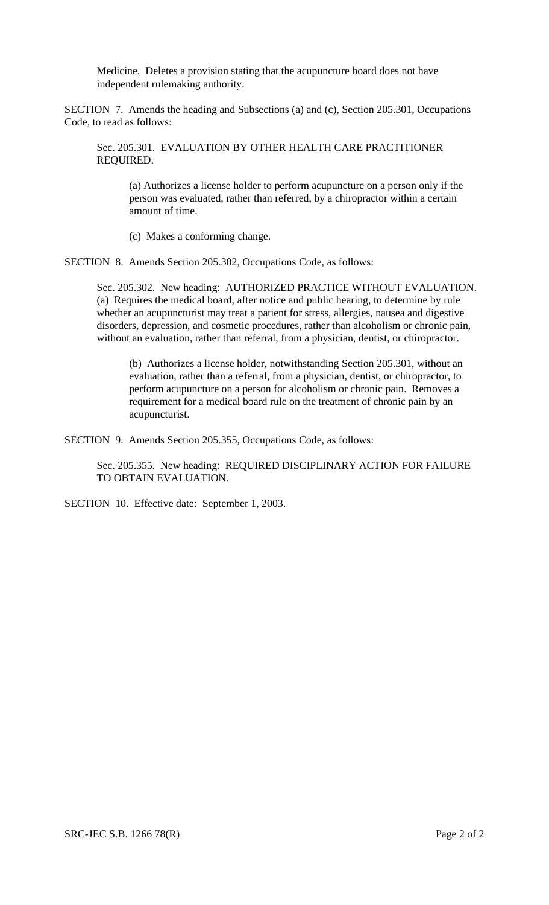Medicine. Deletes a provision stating that the acupuncture board does not have independent rulemaking authority.

SECTION 7. Amends the heading and Subsections (a) and (c), Section 205.301, Occupations Code, to read as follows:

Sec. 205.301. EVALUATION BY OTHER HEALTH CARE PRACTITIONER REQUIRED.

(a) Authorizes a license holder to perform acupuncture on a person only if the person was evaluated, rather than referred, by a chiropractor within a certain amount of time.

(c) Makes a conforming change.

SECTION 8. Amends Section 205.302, Occupations Code, as follows:

Sec. 205.302. New heading: AUTHORIZED PRACTICE WITHOUT EVALUATION. (a) Requires the medical board, after notice and public hearing, to determine by rule whether an acupuncturist may treat a patient for stress, allergies, nausea and digestive disorders, depression, and cosmetic procedures, rather than alcoholism or chronic pain, without an evaluation, rather than referral, from a physician, dentist, or chiropractor.

(b) Authorizes a license holder, notwithstanding Section 205.301, without an evaluation, rather than a referral, from a physician, dentist, or chiropractor, to perform acupuncture on a person for alcoholism or chronic pain. Removes a requirement for a medical board rule on the treatment of chronic pain by an acupuncturist.

SECTION 9. Amends Section 205.355, Occupations Code, as follows:

Sec. 205.355. New heading: REQUIRED DISCIPLINARY ACTION FOR FAILURE TO OBTAIN EVALUATION.

SECTION 10. Effective date: September 1, 2003.